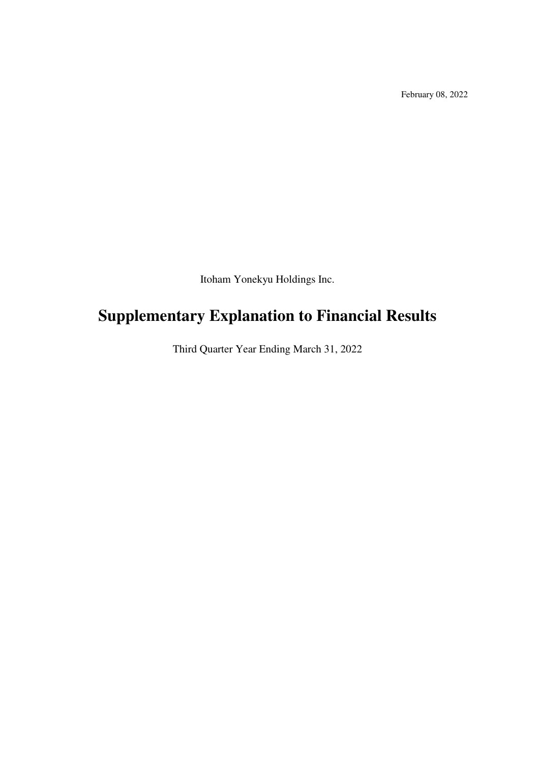February 08, 2022

Itoham Yonekyu Holdings Inc.

# Supplementary Explanation to Financial Results

Third Quarter Year Ending March 31, 2022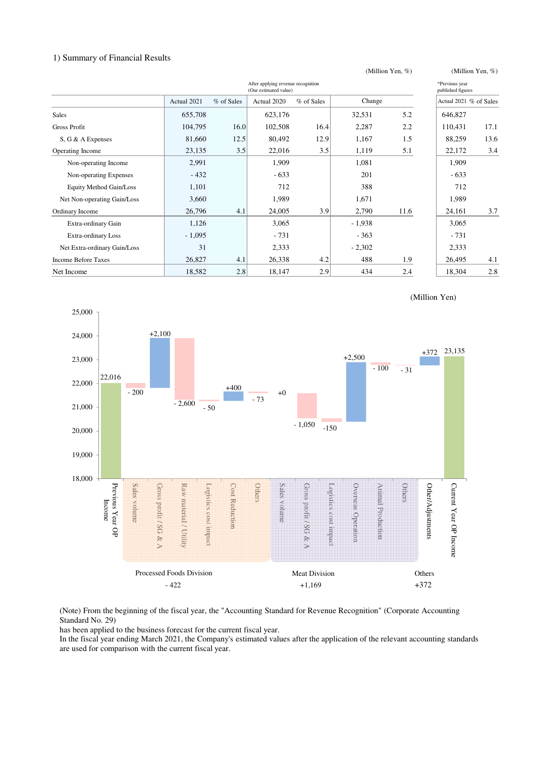1) Summary of Financial Results

(Million Yen, %) (Million Yen, %)

| | Actual 2021 | % of Sales | After applying revenue recognition (Our estimated value) Actual 2020 | % of Sales | Change | | *Previous year published figures Actual 2021 | % of Sales |
|---|---|---|---|---|---|---|---|---|
| Sales | 655,708 | | 623,176 | | 32,531 | 5.2 | 646,827 | |
| Gross Profit | 104,795 | 16.0 | 102,508 | 16.4 | 2,287 | 2.2 | 110,431 | 17.1 |
| S, G & A Expenses | 81,660 | 12.5 | 80,492 | 12.9 | 1,167 | 1.5 | 88,259 | 13.6 |
| Operating Income | 23,135 | 3.5 | 22,016 | 3.5 | 1,119 | 5.1 | 22,172 | 3.4 |
| Non-operating Income | 2,991 | | 1,909 | | 1,081 | | 1,909 | |
| Non-operating Expenses | - 432 | | - 633 | | 201 | | - 633 | |
| Equity Method Gain/Loss | 1,101 | | 712 | | 388 | | 712 | |
| Net Non-operating Gain/Loss | 3,660 | | 1,989 | | 1,671 | | 1,989 | |
| Ordinary Income | 26,796 | 4.1 | 24,005 | 3.9 | 2,790 | 11.6 | 24,161 | 3.7 |
| Extra-ordinary Gain | 1,126 | | 3,065 | | - 1,938 | | 3,065 | |
| Extra-ordinary Loss | - 1,095 | | - 731 | | - 363 | | - 731 | |
| Net Extra-ordinary Gain/Loss | 31 | | 2,333 | | - 2,302 | | 2,333 | |
| Income Before Taxes | 26,827 | 4.1 | 26,338 | 4.2 | 488 | 1.9 | 26,495 | 4.1 |
| Net Income | 18,582 | 2.8 | 18,147 | 2.9 | 434 | 2.4 | 18,304 | 2.8 |

(Million Yen)

| Item | Amount |
|---|---|
| Previous Year OP Income | 22,016 |
| **Processed Foods Division (- 422)** | |
| Sales volume | - 200 |
| Gross profit / SG & A | +2,100 |
| Raw material / Utility | - 2,600 |
| Logistics cost impact | - 50 |
| Cost Reduction | +400 |
| Others | - 73 |
| **Meat Division (+1,169)** | |
| Sales volume | +0 |
| Gross profit / SG & A | - 1,050 |
| Logistics cost impact | -150 |
| Overseas Operation | +2,500 |
| Animal Production | - 100 |
| Others | - 31 |
| **Others (+372)** | |
| Other/Adjustments | +372 |
| Current Year OP Income | 23,135 |

(Note) From the beginning of the fiscal year, the "Accounting Standard for Revenue Recognition" (Corporate Accounting Standard No. 29)
has been applied to the business forecast for the current fiscal year.
In the fiscal year ending March 2021, the Company's estimated values after the application of the relevant accounting standards are used for comparison with the current fiscal year.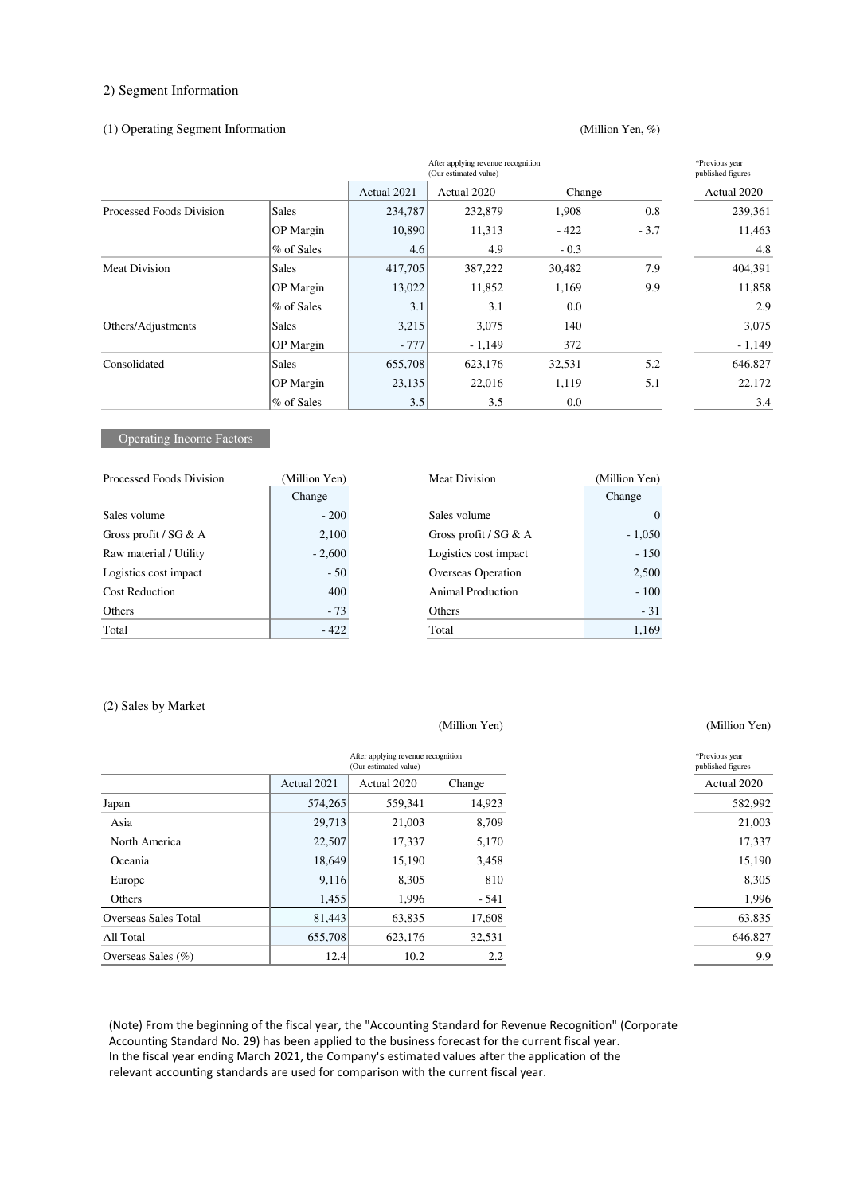## 2) Segment Information

### (1) Operating Segment Information

(Million Yen, %)

| | | Actual 2021 | Actual 2020 (After applying revenue recognition (Our estimated value)) | Change | | *Previous year published figures Actual 2020 |
|---|---|---|---|---|---|---|
| Processed Foods Division | Sales | 234,787 | 232,879 | 1,908 | 0.8 | 239,361 |
| | OP Margin | 10,890 | 11,313 | - 422 | - 3.7 | 11,463 |
| | % of Sales | 4.6 | 4.9 | - 0.3 | | 4.8 |
| Meat Division | Sales | 417,705 | 387,222 | 30,482 | 7.9 | 404,391 |
| | OP Margin | 13,022 | 11,852 | 1,169 | 9.9 | 11,858 |
| | % of Sales | 3.1 | 3.1 | 0.0 | | 2.9 |
| Others/Adjustments | Sales | 3,215 | 3,075 | 140 | | 3,075 |
| | OP Margin | - 777 | - 1,149 | 372 | | - 1,149 |
| Consolidated | Sales | 655,708 | 623,176 | 32,531 | 5.2 | 646,827 |
| | OP Margin | 23,135 | 22,016 | 1,119 | 5.1 | 22,172 |
| | % of Sales | 3.5 | 3.5 | 0.0 | | 3.4 |

#### Operating Income Factors

| Processed Foods Division | (Million Yen) Change |
|---|---|
| Sales volume | - 200 |
| Gross profit / SG & A | 2,100 |
| Raw material / Utility | - 2,600 |
| Logistics cost impact | - 50 |
| Cost Reduction | 400 |
| Others | - 73 |
| Total | - 422 |

| Meat Division | (Million Yen) Change |
|---|---|
| Sales volume | 0 |
| Gross profit / SG & A | - 1,050 |
| Logistics cost impact | - 150 |
| Overseas Operation | 2,500 |
| Animal Production | - 100 |
| Others | - 31 |
| Total | 1,169 |

### (2) Sales by Market

(Million Yen)

| | Actual 2021 | Actual 2020 (After applying revenue recognition (Our estimated value)) | Change | *Previous year published figures Actual 2020 |
|---|---|---|---|---|
| Japan | 574,265 | 559,341 | 14,923 | 582,992 |
| Asia | 29,713 | 21,003 | 8,709 | 21,003 |
| North America | 22,507 | 17,337 | 5,170 | 17,337 |
| Oceania | 18,649 | 15,190 | 3,458 | 15,190 |
| Europe | 9,116 | 8,305 | 810 | 8,305 |
| Others | 1,455 | 1,996 | - 541 | 1,996 |
| Overseas Sales Total | 81,443 | 63,835 | 17,608 | 63,835 |
| All Total | 655,708 | 623,176 | 32,531 | 646,827 |
| Overseas Sales (%) | 12.4 | 10.2 | 2.2 | 9.9 |

(Note) From the beginning of the fiscal year, the "Accounting Standard for Revenue Recognition" (Corporate Accounting Standard No. 29) has been applied to the business forecast for the current fiscal year.
In the fiscal year ending March 2021, the Company's estimated values after the application of the relevant accounting standards are used for comparison with the current fiscal year.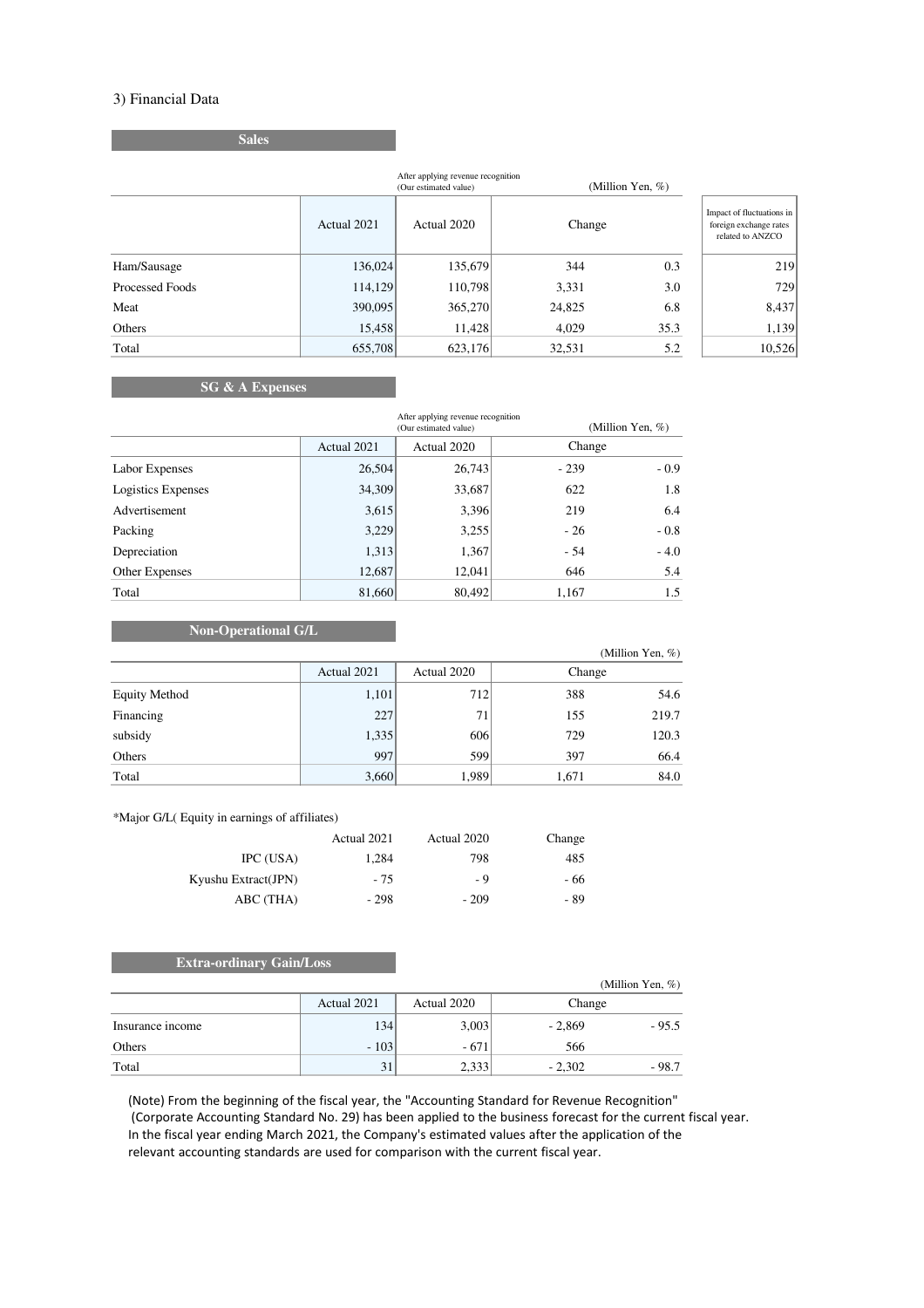3) Financial Data

## Sales

After applying revenue recognition (Our estimated value) (Million Yen, %)

| | Actual 2021 | Actual 2020 | Change | | Impact of fluctuations in foreign exchange rates related to ANZCO |
|---|---|---|---|---|---|
| Ham/Sausage | 136,024 | 135,679 | 344 | 0.3 | 219 |
| Processed Foods | 114,129 | 110,798 | 3,331 | 3.0 | 729 |
| Meat | 390,095 | 365,270 | 24,825 | 6.8 | 8,437 |
| Others | 15,458 | 11,428 | 4,029 | 35.3 | 1,139 |
| Total | 655,708 | 623,176 | 32,531 | 5.2 | 10,526 |

## SG & A Expenses

After applying revenue recognition (Our estimated value) (Million Yen, %)

| | Actual 2021 | Actual 2020 | Change | |
|---|---|---|---|---|
| Labor Expenses | 26,504 | 26,743 | - 239 | - 0.9 |
| Logistics Expenses | 34,309 | 33,687 | 622 | 1.8 |
| Advertisement | 3,615 | 3,396 | 219 | 6.4 |
| Packing | 3,229 | 3,255 | - 26 | - 0.8 |
| Depreciation | 1,313 | 1,367 | - 54 | - 4.0 |
| Other Expenses | 12,687 | 12,041 | 646 | 5.4 |
| Total | 81,660 | 80,492 | 1,167 | 1.5 |

## Non-Operational G/L

(Million Yen, %)

| | Actual 2021 | Actual 2020 | Change | |
|---|---|---|---|---|
| Equity Method | 1,101 | 712 | 388 | 54.6 |
| Financing | 227 | 71 | 155 | 219.7 |
| subsidy | 1,335 | 606 | 729 | 120.3 |
| Others | 997 | 599 | 397 | 66.4 |
| Total | 3,660 | 1,989 | 1,671 | 84.0 |

*Major G/L( Equity in earnings of affiliates)

| | Actual 2021 | Actual 2020 | Change |
|---|---|---|---|
| IPC (USA) | 1,284 | 798 | 485 |
| Kyushu Extract(JPN) | - 75 | - 9 | - 66 |
| ABC (THA) | - 298 | - 209 | - 89 |

## Extra-ordinary Gain/Loss

(Million Yen, %)

| | Actual 2021 | Actual 2020 | Change | |
|---|---|---|---|---|
| Insurance income | 134 | 3,003 | - 2,869 | - 95.5 |
| Others | - 103 | - 671 | 566 | |
| Total | 31 | 2,333 | - 2,302 | - 98.7 |

(Note) From the beginning of the fiscal year, the "Accounting Standard for Revenue Recognition" (Corporate Accounting Standard No. 29) has been applied to the business forecast for the current fiscal year. In the fiscal year ending March 2021, the Company's estimated values after the application of the relevant accounting standards are used for comparison with the current fiscal year.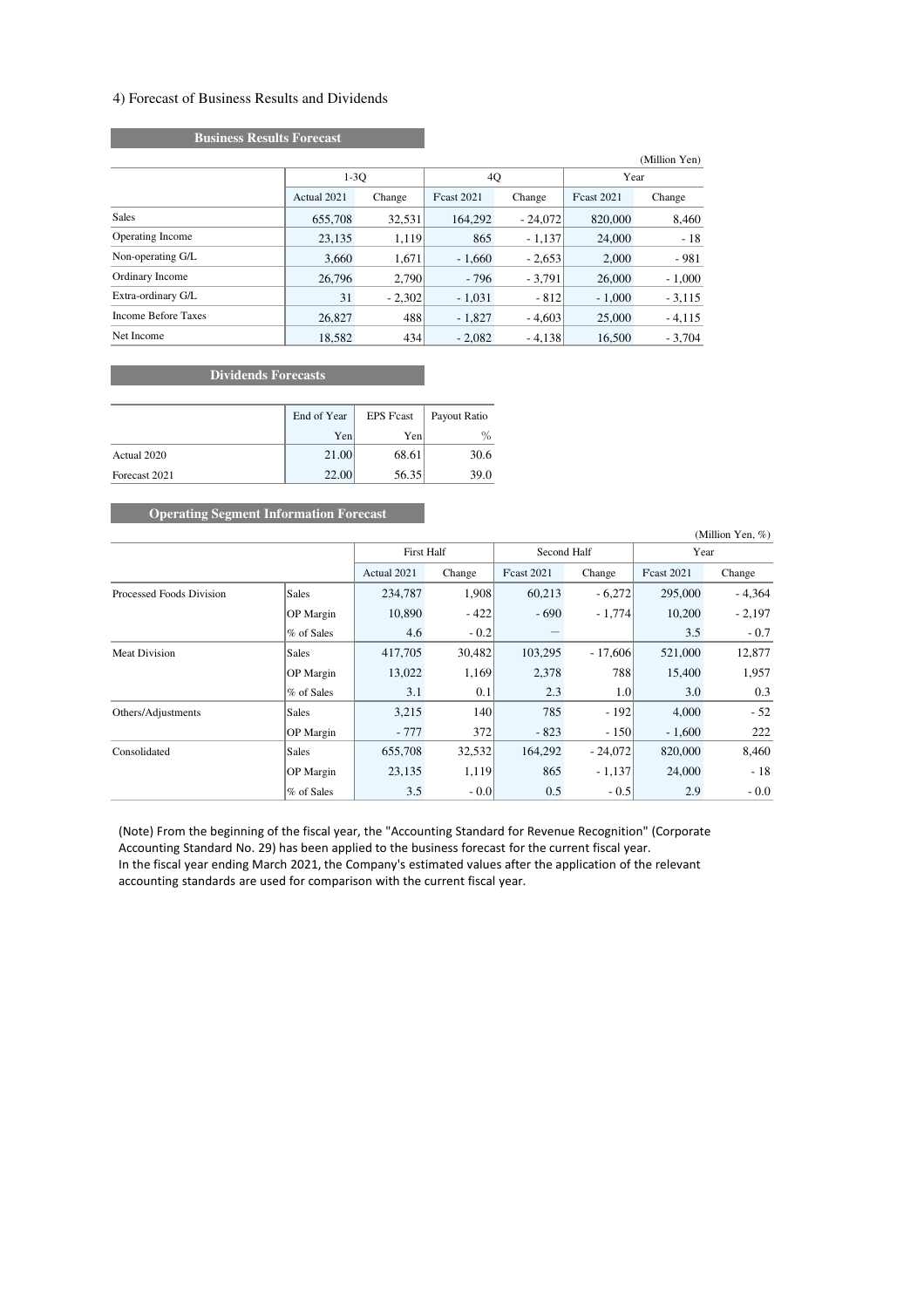4) Forecast of Business Results and Dividends

**Business Results Forecast**

(Million Yen)

| | 1-3Q | | 4Q | | Year | |
|---|---|---|---|---|---|---|
| | Actual 2021 | Change | F'cast 2021 | Change | F'cast 2021 | Change |
| Sales | 655,708 | 32,531 | 164,292 | - 24,072 | 820,000 | 8,460 |
| Operating Income | 23,135 | 1,119 | 865 | - 1,137 | 24,000 | - 18 |
| Non-operating G/L | 3,660 | 1,671 | - 1,660 | - 2,653 | 2,000 | - 981 |
| Ordinary Income | 26,796 | 2,790 | - 796 | - 3,791 | 26,000 | - 1,000 |
| Extra-ordinary G/L | 31 | - 2,302 | - 1,031 | - 812 | - 1,000 | - 3,115 |
| Income Before Taxes | 26,827 | 488 | - 1,827 | - 4,603 | 25,000 | - 4,115 |
| Net Income | 18,582 | 434 | - 2,082 | - 4,138 | 16,500 | - 3,704 |

**Dividends Forecasts**

| | End of Year | EPS F'cast | Payout Ratio |
|---|---|---|---|
| | Yen | Yen | % |
| Actual 2020 | 21.00 | 68.61 | 30.6 |
| Forecast 2021 | 22.00 | 56.35 | 39.0 |

**Operating Segment Information Forecast**

(Million Yen, %)

| | | First Half | | Second Half | | Year | |
|---|---|---|---|---|---|---|---|
| | | Actual 2021 | Change | F'cast 2021 | Change | F'cast 2021 | Change |
| Processed Foods Division | Sales | 234,787 | 1,908 | 60,213 | - 6,272 | 295,000 | - 4,364 |
| | OP Margin | 10,890 | - 422 | - 690 | - 1,774 | 10,200 | - 2,197 |
| | % of Sales | 4.6 | - 0.2 | — | | 3.5 | - 0.7 |
| Meat Division | Sales | 417,705 | 30,482 | 103,295 | - 17,606 | 521,000 | 12,877 |
| | OP Margin | 13,022 | 1,169 | 2,378 | 788 | 15,400 | 1,957 |
| | % of Sales | 3.1 | 0.1 | 2.3 | 1.0 | 3.0 | 0.3 |
| Others/Adjustments | Sales | 3,215 | 140 | 785 | - 192 | 4,000 | - 52 |
| | OP Margin | - 777 | 372 | - 823 | - 150 | - 1,600 | 222 |
| Consolidated | Sales | 655,708 | 32,532 | 164,292 | - 24,072 | 820,000 | 8,460 |
| | OP Margin | 23,135 | 1,119 | 865 | - 1,137 | 24,000 | - 18 |
| | % of Sales | 3.5 | - 0.0 | 0.5 | - 0.5 | 2.9 | - 0.0 |

(Note) From the beginning of the fiscal year, the "Accounting Standard for Revenue Recognition" (Corporate Accounting Standard No. 29) has been applied to the business forecast for the current fiscal year.
In the fiscal year ending March 2021, the Company's estimated values after the application of the relevant accounting standards are used for comparison with the current fiscal year.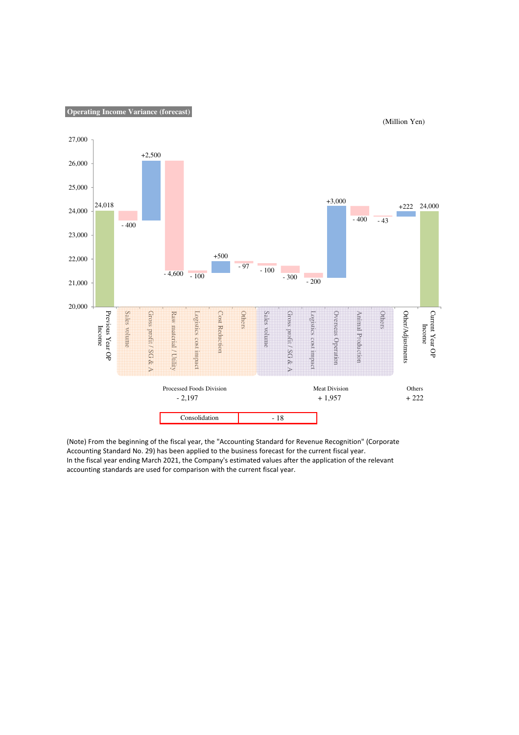**Operating Income Variance (forecast)**

(Million Yen)

| Item | Change | Value |
|---|---|---|
| Previous Year OP Income | | 24,018 |
| **Processed Foods Division** | | |
| Sales volume | - 400 | |
| Gross profit / SG & A | +2,500 | |
| Raw material / Utility | - 4,600 | |
| Logistics cost impact | - 100 | |
| Cost Reduction | +500 | |
| Others | - 97 | |
| **Meat Division** | | |
| Sales volume | - 100 | |
| Gross profit / SG & A | - 300 | |
| Logistics cost impact | - 200 | |
| Overseas Operation | +3,000 | |
| Animal Production | - 400 | |
| Others | - 43 | |
| **Others** | | |
| Other/Adjustments | +222 | |
| Current Year OP Income | | 24,000 |

| Processed Foods Division | Meat Division | Others |
|---|---|---|
| - 2,197 | + 1,957 | + 222 |

| Consolidation | - 18 |
|---|---|

(Note) From the beginning of the fiscal year, the "Accounting Standard for Revenue Recognition" (Corporate Accounting Standard No. 29) has been applied to the business forecast for the current fiscal year.
In the fiscal year ending March 2021, the Company's estimated values after the application of the relevant accounting standards are used for comparison with the current fiscal year.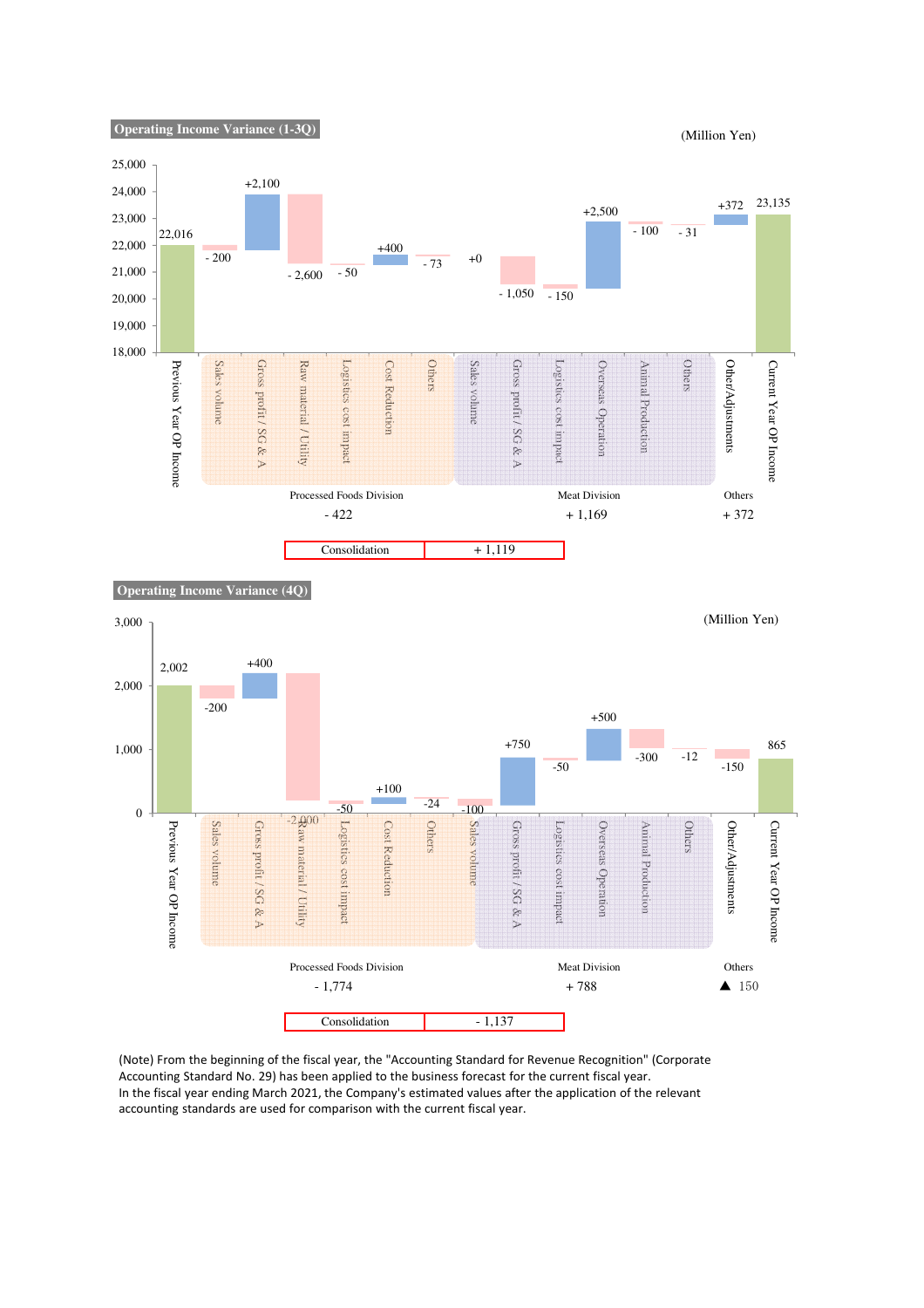**Operating Income Variance (1-3Q)**

(Million Yen)

25,000
24,000
23,000
22,000
21,000
20,000
19,000
18,000

22,016
- 200
+2,100
- 2,600
- 50
+400
- 73
+0
- 1,050
- 150
+2,500
- 100
- 31
+372
23,135

Previous Year OP Income
Sales volume
Gross profit / SG & A
Raw material / Utility
Logistics cost impact
Cost Reduction
Others
Sales volume
Gross profit / SG & A
Logistics cost impact
Overseas Operation
Animal Production
Others
Other/Adjustments
Current Year OP Income

Processed Foods Division
- 422

Meat Division
+ 1,169

Others
+ 372

Consolidation + 1,119

**Operating Income Variance (4Q)**

(Million Yen)

3,000
2,000
1,000
0

2,002
-200
+400
-2,000
-50
+100
-24
-100
+750
-50
+500
-300
-12
-150
865

Previous Year OP Income
Sales volume
Gross profit / SG & A
Raw material / Utility
Logistics cost impact
Cost Reduction
Others
Sales volume
Gross profit / SG & A
Logistics cost impact
Overseas Operation
Animal Production
Others
Other/Adjustments
Current Year OP Income

Processed Foods Division
- 1,774

Meat Division
+ 788

Others
▲ 150

Consolidation - 1,137

(Note) From the beginning of the fiscal year, the "Accounting Standard for Revenue Recognition" (Corporate Accounting Standard No. 29) has been applied to the business forecast for the current fiscal year.
In the fiscal year ending March 2021, the Company's estimated values after the application of the relevant accounting standards are used for comparison with the current fiscal year.